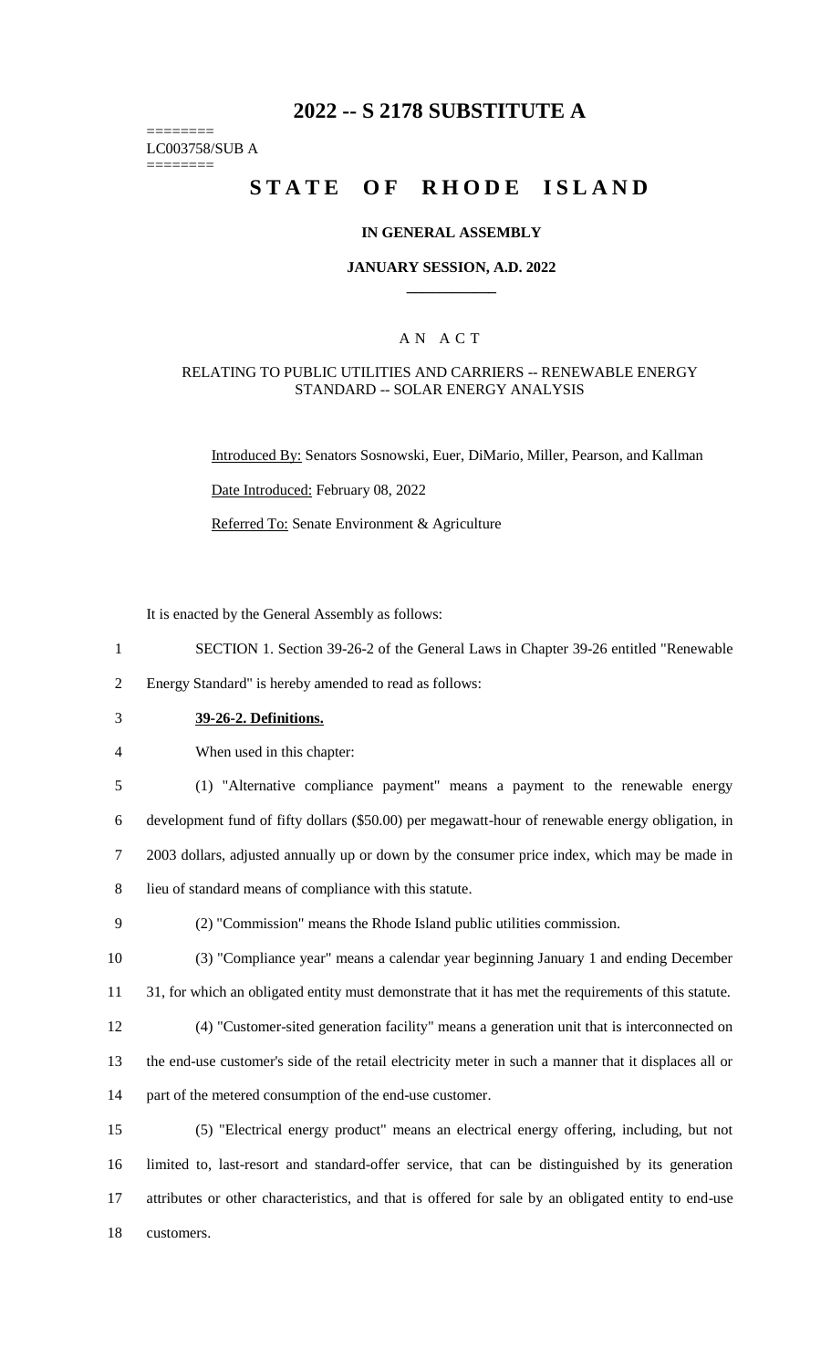# 2022 -- S 2178 SUBSTITUTE A

========
LC003758/SUB A
========

# STATE OF RHODE ISLAND

### IN GENERAL ASSEMBLY

### JANUARY SESSION, A.D. 2022

## A N A C T

### RELATING TO PUBLIC UTILITIES AND CARRIERS -- RENEWABLE ENERGY STANDARD -- SOLAR ENERGY ANALYSIS

Introduced By: Senators Sosnowski, Euer, DiMario, Miller, Pearson, and Kallman

Date Introduced: February 08, 2022

Referred To: Senate Environment & Agriculture

It is enacted by the General Assembly as follows:

SECTION 1. Section 39-26-2 of the General Laws in Chapter 39-26 entitled "Renewable Energy Standard" is hereby amended to read as follows:

**39-26-2. Definitions.**

When used in this chapter:

(1) "Alternative compliance payment" means a payment to the renewable energy development fund of fifty dollars ($50.00) per megawatt-hour of renewable energy obligation, in 2003 dollars, adjusted annually up or down by the consumer price index, which may be made in lieu of standard means of compliance with this statute.

(2) "Commission" means the Rhode Island public utilities commission.

(3) "Compliance year" means a calendar year beginning January 1 and ending December 31, for which an obligated entity must demonstrate that it has met the requirements of this statute.

(4) "Customer-sited generation facility" means a generation unit that is interconnected on the end-use customer's side of the retail electricity meter in such a manner that it displaces all or part of the metered consumption of the end-use customer.

(5) "Electrical energy product" means an electrical energy offering, including, but not limited to, last-resort and standard-offer service, that can be distinguished by its generation attributes or other characteristics, and that is offered for sale by an obligated entity to end-use customers.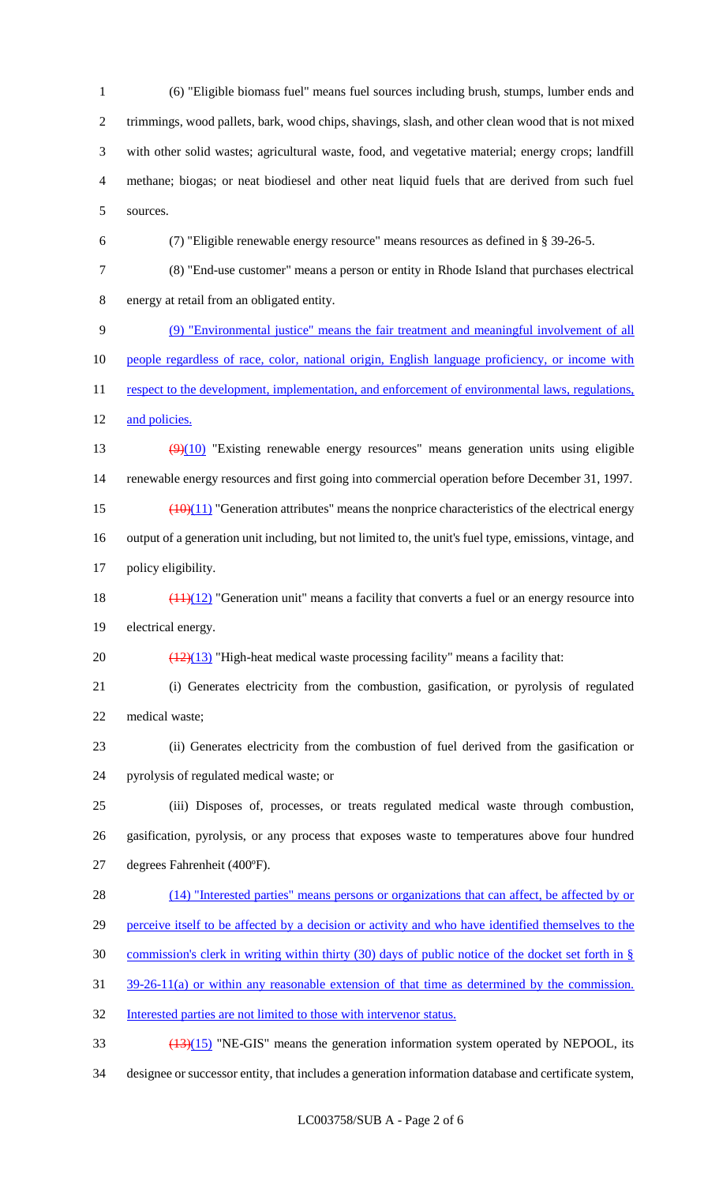(6) "Eligible biomass fuel" means fuel sources including brush, stumps, lumber ends and trimmings, wood pallets, bark, wood chips, shavings, slash, and other clean wood that is not mixed with other solid wastes; agricultural waste, food, and vegetative material; energy crops; landfill methane; biogas; or neat biodiesel and other neat liquid fuels that are derived from such fuel sources.

(7) "Eligible renewable energy resource" means resources as defined in § 39-26-5.

(8) "End-use customer" means a person or entity in Rhode Island that purchases electrical energy at retail from an obligated entity.

(9) "Environmental justice" means the fair treatment and meaningful involvement of all people regardless of race, color, national origin, English language proficiency, or income with respect to the development, implementation, and enforcement of environmental laws, regulations, and policies.

~~(9)~~(10) "Existing renewable energy resources" means generation units using eligible renewable energy resources and first going into commercial operation before December 31, 1997.

~~(10)~~(11) "Generation attributes" means the nonprice characteristics of the electrical energy output of a generation unit including, but not limited to, the unit's fuel type, emissions, vintage, and policy eligibility.

~~(11)~~(12) "Generation unit" means a facility that converts a fuel or an energy resource into electrical energy.

~~(12)~~(13) "High-heat medical waste processing facility" means a facility that:

(i) Generates electricity from the combustion, gasification, or pyrolysis of regulated medical waste;

(ii) Generates electricity from the combustion of fuel derived from the gasification or pyrolysis of regulated medical waste; or

(iii) Disposes of, processes, or treats regulated medical waste through combustion, gasification, pyrolysis, or any process that exposes waste to temperatures above four hundred degrees Fahrenheit (400ºF).

(14) "Interested parties" means persons or organizations that can affect, be affected by or perceive itself to be affected by a decision or activity and who have identified themselves to the commission's clerk in writing within thirty (30) days of public notice of the docket set forth in § 39-26-11(a) or within any reasonable extension of that time as determined by the commission. Interested parties are not limited to those with intervenor status.

~~(13)~~(15) "NE-GIS" means the generation information system operated by NEPOOL, its designee or successor entity, that includes a generation information database and certificate system,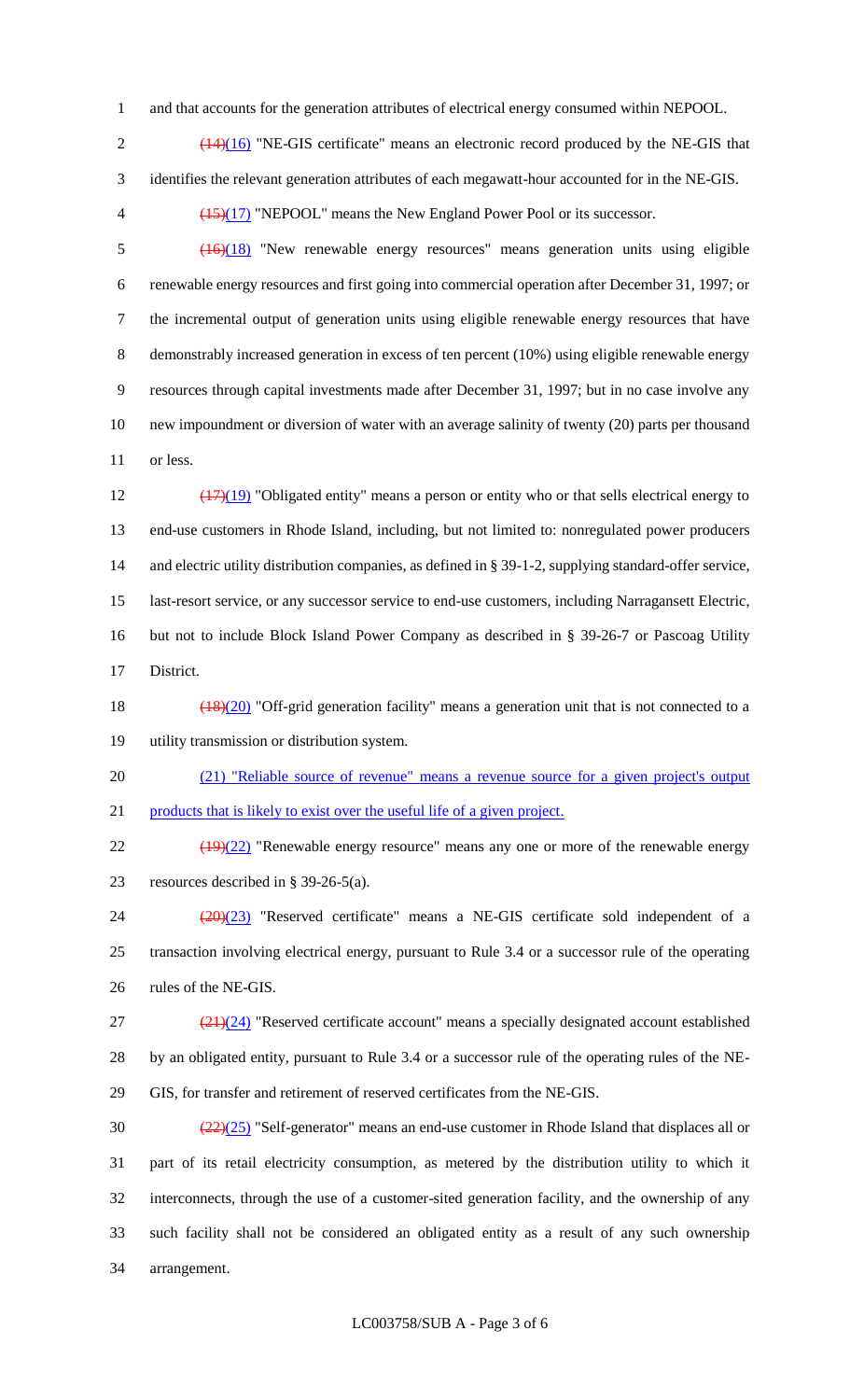and that accounts for the generation attributes of electrical energy consumed within NEPOOL.

~~(14)~~(16) "NE-GIS certificate" means an electronic record produced by the NE-GIS that identifies the relevant generation attributes of each megawatt-hour accounted for in the NE-GIS.

~~(15)~~(17) "NEPOOL" means the New England Power Pool or its successor.

~~(16)~~(18) "New renewable energy resources" means generation units using eligible renewable energy resources and first going into commercial operation after December 31, 1997; or the incremental output of generation units using eligible renewable energy resources that have demonstrably increased generation in excess of ten percent (10%) using eligible renewable energy resources through capital investments made after December 31, 1997; but in no case involve any new impoundment or diversion of water with an average salinity of twenty (20) parts per thousand or less.

~~(17)~~(19) "Obligated entity" means a person or entity who or that sells electrical energy to end-use customers in Rhode Island, including, but not limited to: nonregulated power producers and electric utility distribution companies, as defined in § 39-1-2, supplying standard-offer service, last-resort service, or any successor service to end-use customers, including Narragansett Electric, but not to include Block Island Power Company as described in § 39-26-7 or Pascoag Utility District.

~~(18)~~(20) "Off-grid generation facility" means a generation unit that is not connected to a utility transmission or distribution system.

(21) "Reliable source of revenue" means a revenue source for a given project's output products that is likely to exist over the useful life of a given project.

~~(19)~~(22) "Renewable energy resource" means any one or more of the renewable energy resources described in § 39-26-5(a).

~~(20)~~(23) "Reserved certificate" means a NE-GIS certificate sold independent of a transaction involving electrical energy, pursuant to Rule 3.4 or a successor rule of the operating rules of the NE-GIS.

~~(21)~~(24) "Reserved certificate account" means a specially designated account established by an obligated entity, pursuant to Rule 3.4 or a successor rule of the operating rules of the NE-GIS, for transfer and retirement of reserved certificates from the NE-GIS.

~~(22)~~(25) "Self-generator" means an end-use customer in Rhode Island that displaces all or part of its retail electricity consumption, as metered by the distribution utility to which it interconnects, through the use of a customer-sited generation facility, and the ownership of any such facility shall not be considered an obligated entity as a result of any such ownership arrangement.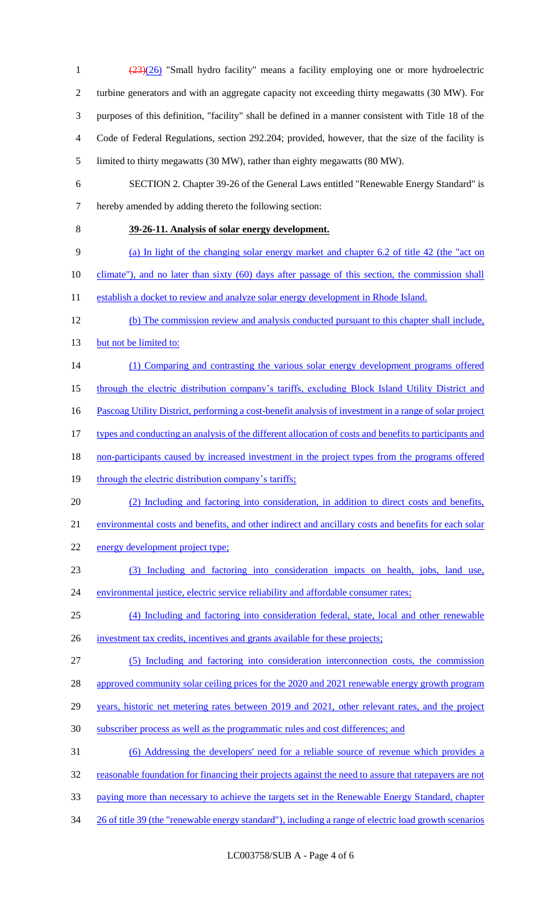~~(23)~~(26) "Small hydro facility" means a facility employing one or more hydroelectric turbine generators and with an aggregate capacity not exceeding thirty megawatts (30 MW). For purposes of this definition, "facility" shall be defined in a manner consistent with Title 18 of the Code of Federal Regulations, section 292.204; provided, however, that the size of the facility is limited to thirty megawatts (30 MW), rather than eighty megawatts (80 MW).

SECTION 2. Chapter 39-26 of the General Laws entitled "Renewable Energy Standard" is hereby amended by adding thereto the following section:

**39-26-11. Analysis of solar energy development.**

(a) In light of the changing solar energy market and chapter 6.2 of title 42 (the "act on climate"), and no later than sixty (60) days after passage of this section, the commission shall establish a docket to review and analyze solar energy development in Rhode Island.

(b) The commission review and analysis conducted pursuant to this chapter shall include, but not be limited to:

(1) Comparing and contrasting the various solar energy development programs offered through the electric distribution company's tariffs, excluding Block Island Utility District and Pascoag Utility District, performing a cost-benefit analysis of investment in a range of solar project types and conducting an analysis of the different allocation of costs and benefits to participants and non-participants caused by increased investment in the project types from the programs offered through the electric distribution company's tariffs;

(2) Including and factoring into consideration, in addition to direct costs and benefits, environmental costs and benefits, and other indirect and ancillary costs and benefits for each solar energy development project type;

(3) Including and factoring into consideration impacts on health, jobs, land use, environmental justice, electric service reliability and affordable consumer rates;

(4) Including and factoring into consideration federal, state, local and other renewable investment tax credits, incentives and grants available for these projects;

(5) Including and factoring into consideration interconnection costs, the commission approved community solar ceiling prices for the 2020 and 2021 renewable energy growth program years, historic net metering rates between 2019 and 2021, other relevant rates, and the project subscriber process as well as the programmatic rules and cost differences; and

(6) Addressing the developers' need for a reliable source of revenue which provides a reasonable foundation for financing their projects against the need to assure that ratepayers are not paying more than necessary to achieve the targets set in the Renewable Energy Standard, chapter 26 of title 39 (the "renewable energy standard"), including a range of electric load growth scenarios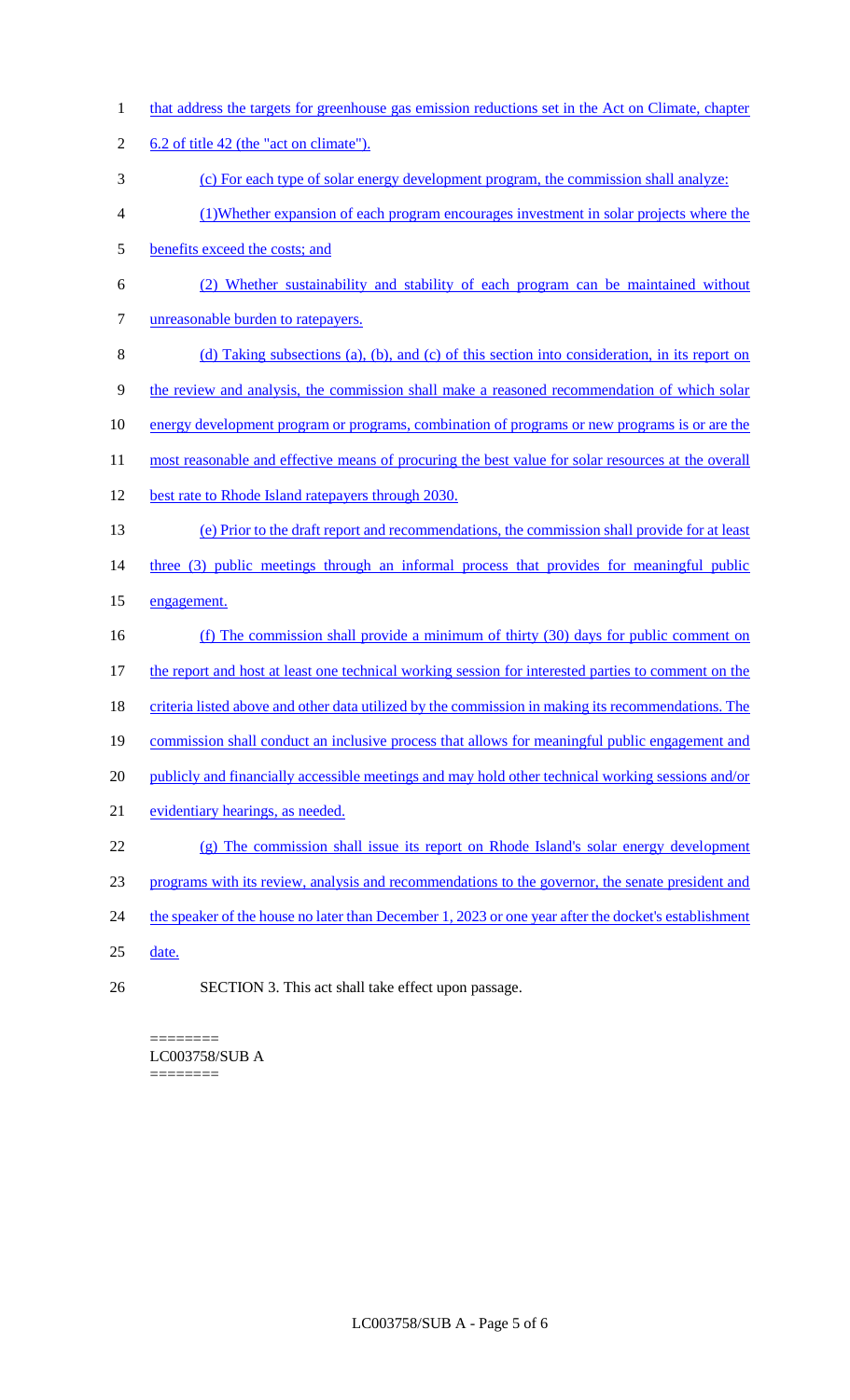that address the targets for greenhouse gas emission reductions set in the Act on Climate, chapter 6.2 of title 42 (the "act on climate").

(c) For each type of solar energy development program, the commission shall analyze:

(1)Whether expansion of each program encourages investment in solar projects where the benefits exceed the costs; and

(2) Whether sustainability and stability of each program can be maintained without unreasonable burden to ratepayers.

(d) Taking subsections (a), (b), and (c) of this section into consideration, in its report on the review and analysis, the commission shall make a reasoned recommendation of which solar energy development program or programs, combination of programs or new programs is or are the most reasonable and effective means of procuring the best value for solar resources at the overall best rate to Rhode Island ratepayers through 2030.

(e) Prior to the draft report and recommendations, the commission shall provide for at least three (3) public meetings through an informal process that provides for meaningful public engagement.

(f) The commission shall provide a minimum of thirty (30) days for public comment on the report and host at least one technical working session for interested parties to comment on the criteria listed above and other data utilized by the commission in making its recommendations. The commission shall conduct an inclusive process that allows for meaningful public engagement and publicly and financially accessible meetings and may hold other technical working sessions and/or evidentiary hearings, as needed.

(g) The commission shall issue its report on Rhode Island's solar energy development programs with its review, analysis and recommendations to the governor, the senate president and the speaker of the house no later than December 1, 2023 or one year after the docket's establishment date.

SECTION 3. This act shall take effect upon passage.

========
LC003758/SUB A
========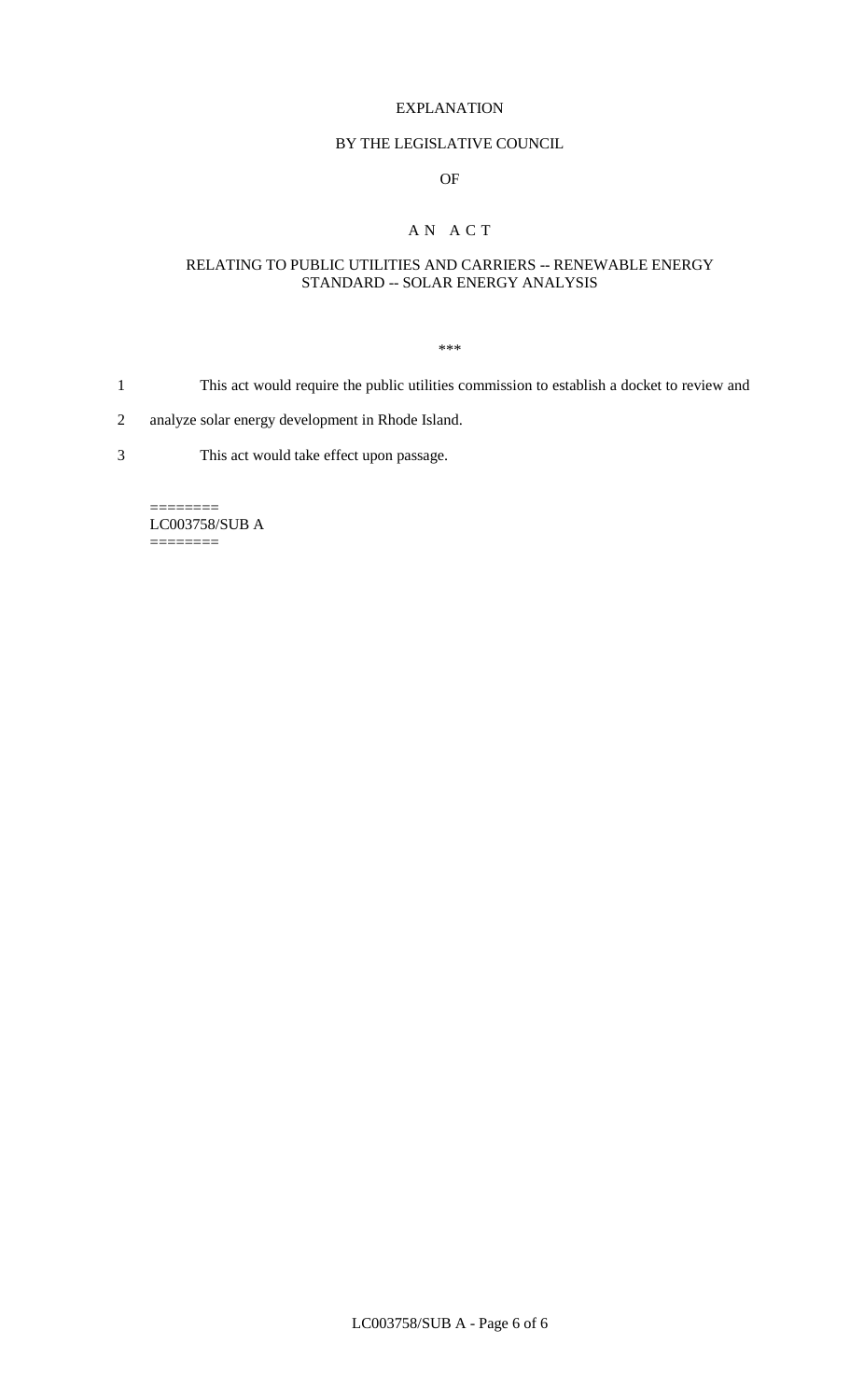EXPLANATION

BY THE LEGISLATIVE COUNCIL

OF

# A N A C T

## RELATING TO PUBLIC UTILITIES AND CARRIERS -- RENEWABLE ENERGY STANDARD -- SOLAR ENERGY ANALYSIS

\*\*\*

1 This act would require the public utilities commission to establish a docket to review and

2 analyze solar energy development in Rhode Island.

3 This act would take effect upon passage.

========
LC003758/SUB A
========